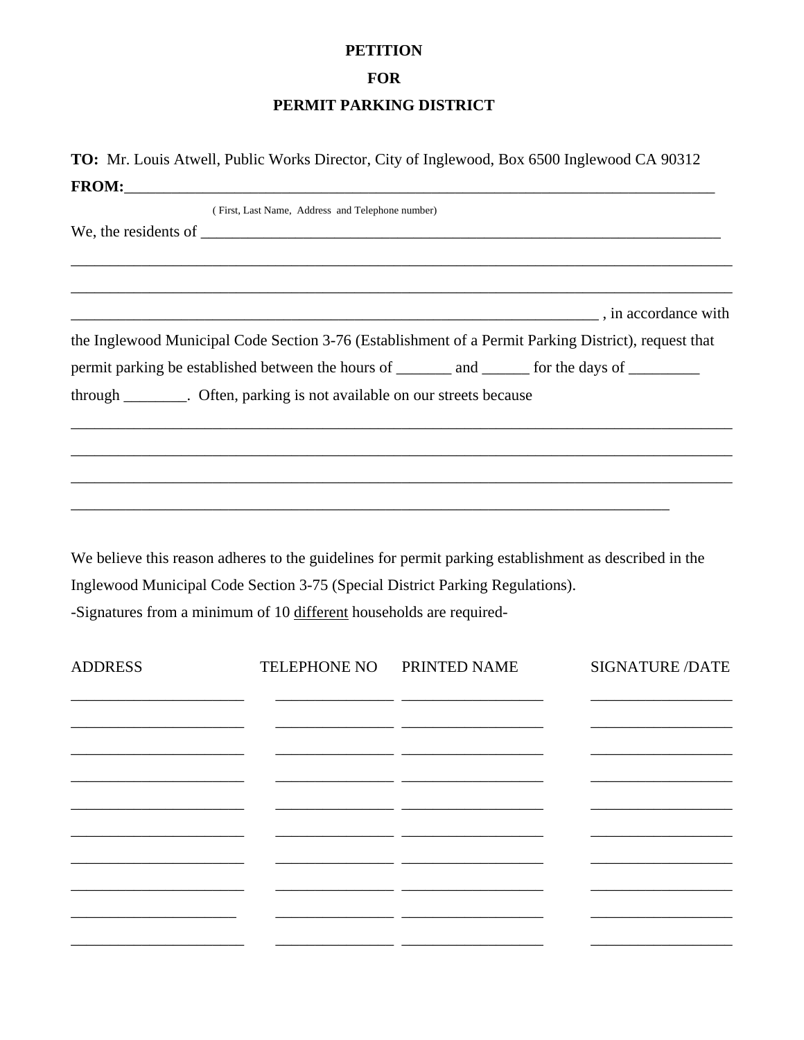**PETITION**

**FOR**

**PERMIT PARKING DISTRICT**

**TO:** Mr. Louis Atwell, Public Works Director, City of Inglewood, Box 6500 Inglewood CA 90312

**FROM:**___________________________________________________________________________

( First, Last Name, Address and Telephone number)

We, the residents of ______________________________________________________________

_____________________________________________________________________________

_____________________________________________________________________________

_________________________________________________________________ , in accordance with the Inglewood Municipal Code Section 3-76 (Establishment of a Permit Parking District), request that permit parking be established between the hours of _______ and ______ for the days of _________ through ________. Often, parking is not available on our streets because

_____________________________________________________________________________

_____________________________________________________________________________

_____________________________________________________________________________

_______________________________________________________________________

We believe this reason adheres to the guidelines for permit parking establishment as described in the Inglewood Municipal Code Section 3-75 (Special District Parking Regulations).

-Signatures from a minimum of 10 <u>different</u> households are required-

| ADDRESS | TELEPHONE NO | PRINTED NAME | SIGNATURE /DATE |
|---|---|---|---|
| | | | |
| | | | |
| | | | |
| | | | |
| | | | |
| | | | |
| | | | |
| | | | |
| | | | |
| | | | |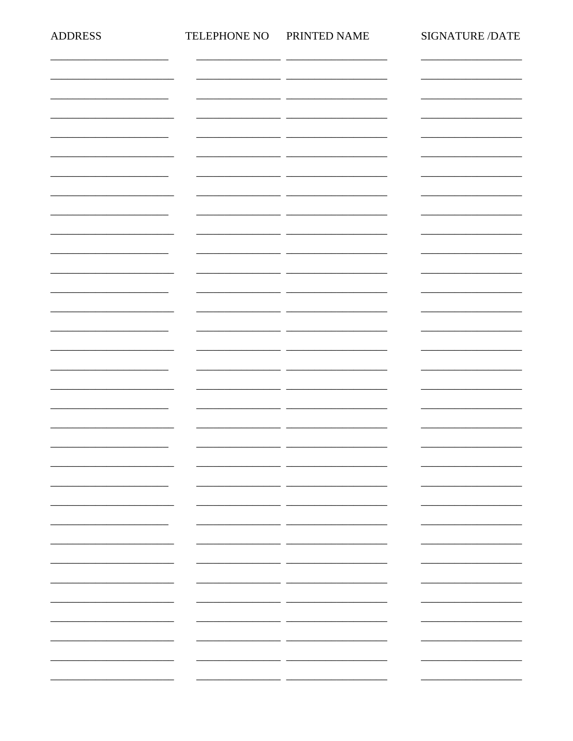| ADDRESS | TELEPHONE NO | PRINTED NAME | SIGNATURE /DATE |
|---|---|---|---|
| | | | |
| | | | |
| | | | |
| | | | |
| | | | |
| | | | |
| | | | |
| | | | |
| | | | |
| | | | |
| | | | |
| | | | |
| | | | |
| | | | |
| | | | |
| | | | |
| | | | |
| | | | |
| | | | |
| | | | |
| | | | |
| | | | |
| | | | |
| | | | |
| | | | |
| | | | |
| | | | |
| | | | |
| | | | |
| | | | |
| | | | |
| | | | |
| | | | |
| | | | |